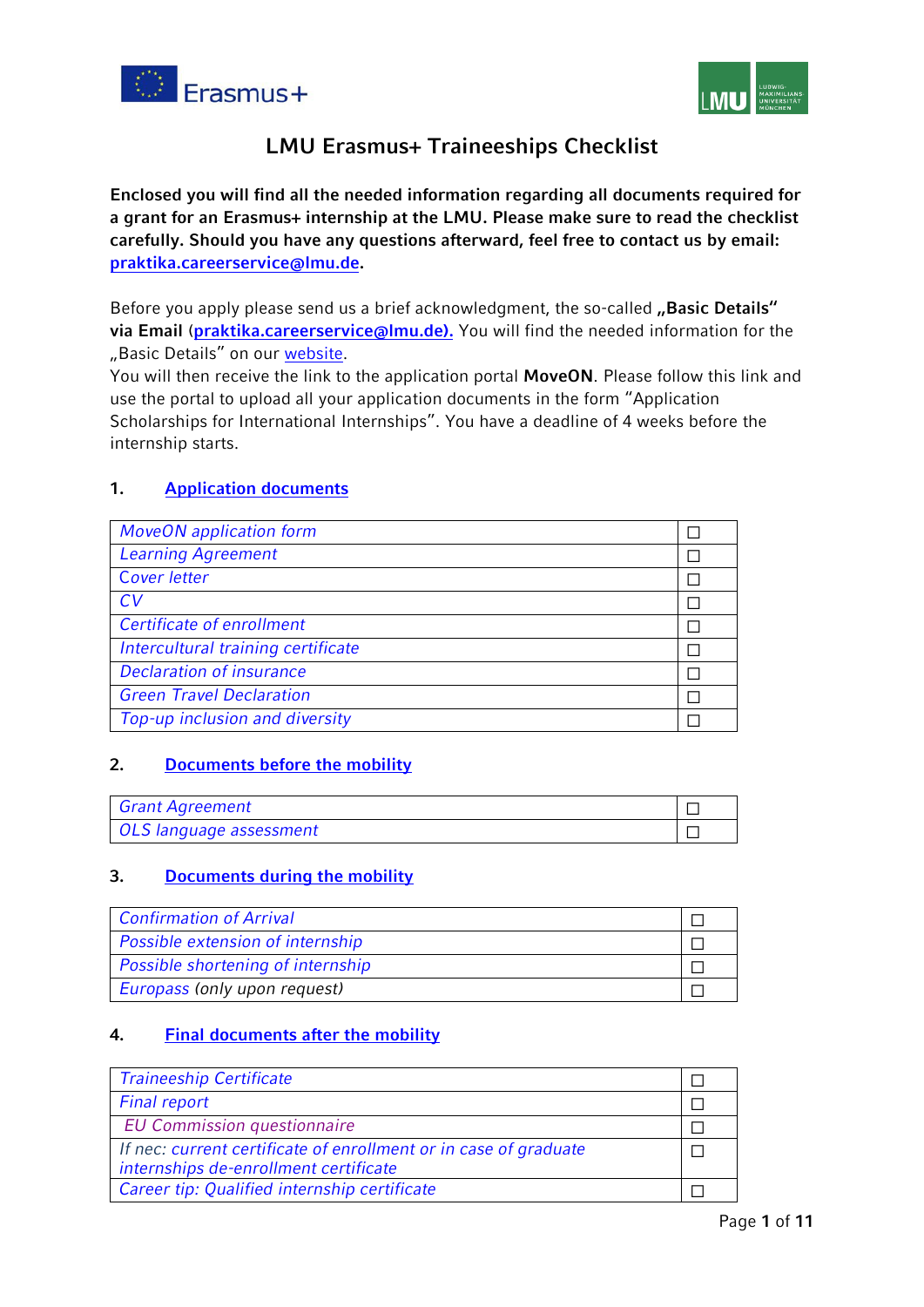# LMU Erasmus+ Traineeships Checklist

**Enclosed you will find all the needed information regarding all documents required for a grant for an Erasmus+ internship at the LMU. Please make sure to read the checklist carefully. Should you have any questions afterward, feel free to contact us by email: praktika.careerservice@lmu.de.**

Before you apply please send us a brief acknowledgment, the so-called **„Basic Details" via Email** (**praktika.careerservice@lmu.de).** You will find the needed information for the „Basic Details" on our website.
You will then receive the link to the application portal **MoveON**. Please follow this link and use the portal to upload all your application documents in the form "Application Scholarships for International Internships". You have a deadline of 4 weeks before the internship starts.

## 1. Application documents

| | |
|---|---|
| *MoveON application form* | ☐ |
| *Learning Agreement* | ☐ |
| *Cover letter* | ☐ |
| *CV* | ☐ |
| *Certificate of enrollment* | ☐ |
| *Intercultural training certificate* | ☐ |
| *Declaration of insurance* | ☐ |
| *Green Travel Declaration* | ☐ |
| *Top-up inclusion and diversity* | ☐ |

## 2. Documents before the mobility

| | |
|---|---|
| *Grant Agreement* | ☐ |
| *OLS language assessment* | ☐ |

## 3. Documents during the mobility

| | |
|---|---|
| *Confirmation of Arrival* | ☐ |
| *Possible extension of internship* | ☐ |
| *Possible shortening of internship* | ☐ |
| *Europass (only upon request)* | ☐ |

## 4. Final documents after the mobility

| | |
|---|---|
| *Traineeship Certificate* | ☐ |
| *Final report* | ☐ |
| *EU Commission questionnaire* | ☐ |
| *If nec: current certificate of enrollment or in case of graduate internships de-enrollment certificate* | ☐ |
| *Career tip: Qualified internship certificate* | ☐ |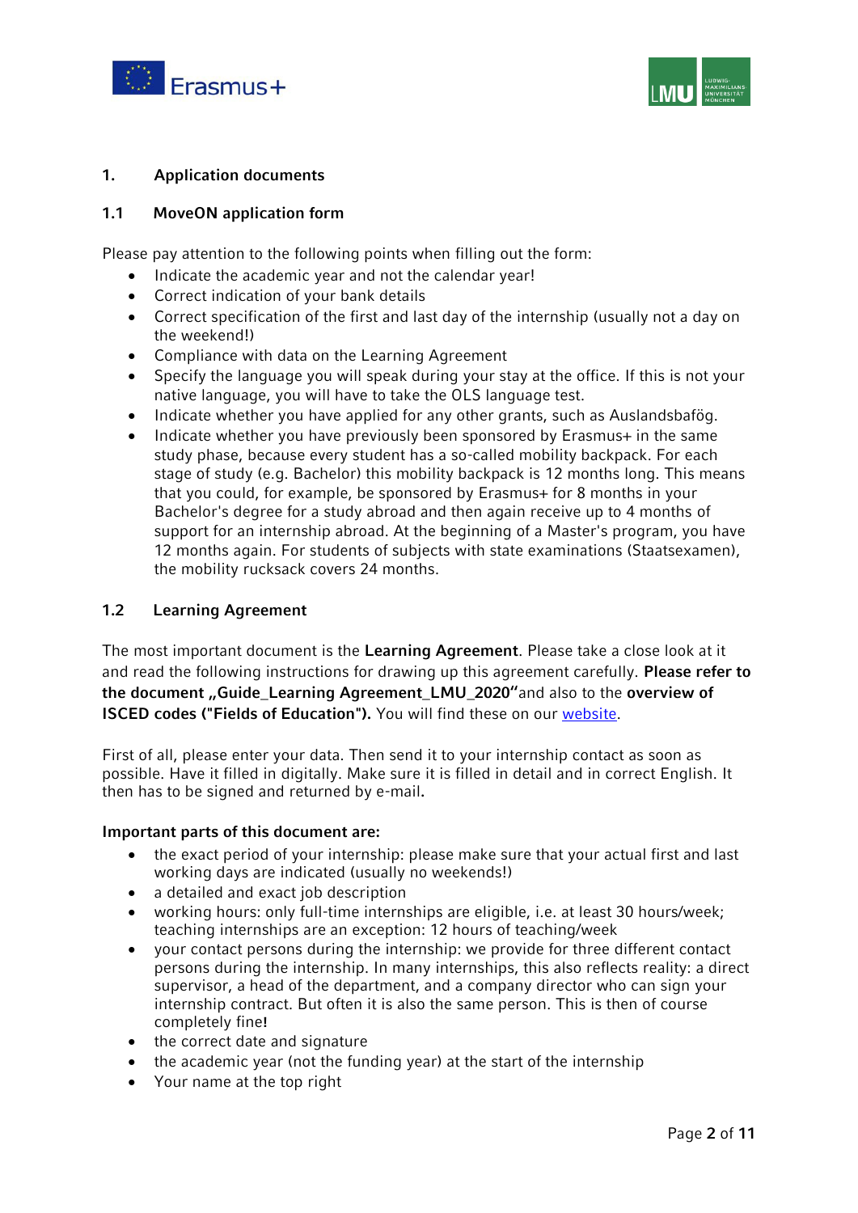## 1. Application documents

### 1.1 MoveON application form

Please pay attention to the following points when filling out the form:

- Indicate the academic year and not the calendar year!
- Correct indication of your bank details
- Correct specification of the first and last day of the internship (usually not a day on the weekend!)
- Compliance with data on the Learning Agreement
- Specify the language you will speak during your stay at the office. If this is not your native language, you will have to take the OLS language test.
- Indicate whether you have applied for any other grants, such as Auslandsbafög.
- Indicate whether you have previously been sponsored by Erasmus+ in the same study phase, because every student has a so-called mobility backpack. For each stage of study (e.g. Bachelor) this mobility backpack is 12 months long. This means that you could, for example, be sponsored by Erasmus+ for 8 months in your Bachelor's degree for a study abroad and then again receive up to 4 months of support for an internship abroad. At the beginning of a Master's program, you have 12 months again. For students of subjects with state examinations (Staatsexamen), the mobility rucksack covers 24 months.

### 1.2 Learning Agreement

The most important document is the **Learning Agreement**. Please take a close look at it and read the following instructions for drawing up this agreement carefully. **Please refer to the document „Guide_Learning Agreement_LMU_2020"** and also to the **overview of ISCED codes ("Fields of Education").** You will find these on our website.

First of all, please enter your data. Then send it to your internship contact as soon as possible. Have it filled in digitally. Make sure it is filled in detail and in correct English. It then has to be signed and returned by e-mail**.**

**Important parts of this document are:**

- the exact period of your internship: please make sure that your actual first and last working days are indicated (usually no weekends!)
- a detailed and exact job description
- working hours: only full-time internships are eligible, i.e. at least 30 hours/week; teaching internships are an exception: 12 hours of teaching/week
- your contact persons during the internship: we provide for three different contact persons during the internship. In many internships, this also reflects reality: a direct supervisor, a head of the department, and a company director who can sign your internship contract. But often it is also the same person. This is then of course completely fine**!**
- the correct date and signature
- the academic year (not the funding year) at the start of the internship
- Your name at the top right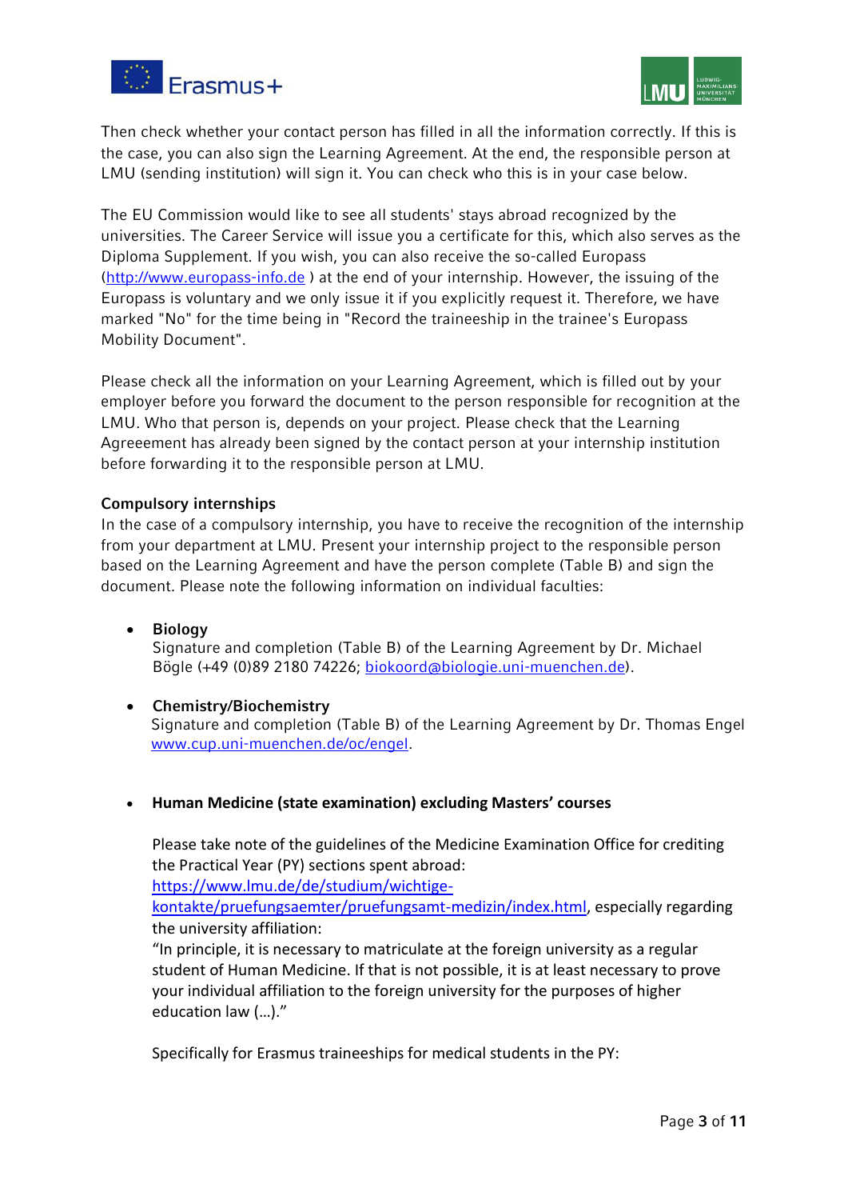Then check whether your contact person has filled in all the information correctly. If this is the case, you can also sign the Learning Agreement. At the end, the responsible person at LMU (sending institution) will sign it. You can check who this is in your case below.

The EU Commission would like to see all students' stays abroad recognized by the universities. The Career Service will issue you a certificate for this, which also serves as the Diploma Supplement. If you wish, you can also receive the so-called Europass (http://www.europass-info.de ) at the end of your internship. However, the issuing of the Europass is voluntary and we only issue it if you explicitly request it. Therefore, we have marked "No" for the time being in "Record the traineeship in the trainee's Europass Mobility Document".

Please check all the information on your Learning Agreement, which is filled out by your employer before you forward the document to the person responsible for recognition at the LMU. Who that person is, depends on your project. Please check that the Learning Agreeement has already been signed by the contact person at your internship institution before forwarding it to the responsible person at LMU.

**Compulsory internships**

In the case of a compulsory internship, you have to receive the recognition of the internship from your department at LMU. Present your internship project to the responsible person based on the Learning Agreement and have the person complete (Table B) and sign the document. Please note the following information on individual faculties:

- **Biology**
  Signature and completion (Table B) of the Learning Agreement by Dr. Michael Bögle (+49 (0)89 2180 74226; biokoord@biologie.uni-muenchen.de).

- **Chemistry/Biochemistry**
  Signature and completion (Table B) of the Learning Agreement by Dr. Thomas Engel www.cup.uni-muenchen.de/oc/engel.

- **Human Medicine (state examination) excluding Masters' courses**

  Please take note of the guidelines of the Medicine Examination Office for crediting the Practical Year (PY) sections spent abroad: https://www.lmu.de/de/studium/wichtige-kontakte/pruefungsaemter/pruefungsamt-medizin/index.html, especially regarding the university affiliation:
  "In principle, it is necessary to matriculate at the foreign university as a regular student of Human Medicine. If that is not possible, it is at least necessary to prove your individual affiliation to the foreign university for the purposes of higher education law (…)."

  Specifically for Erasmus traineeships for medical students in the PY: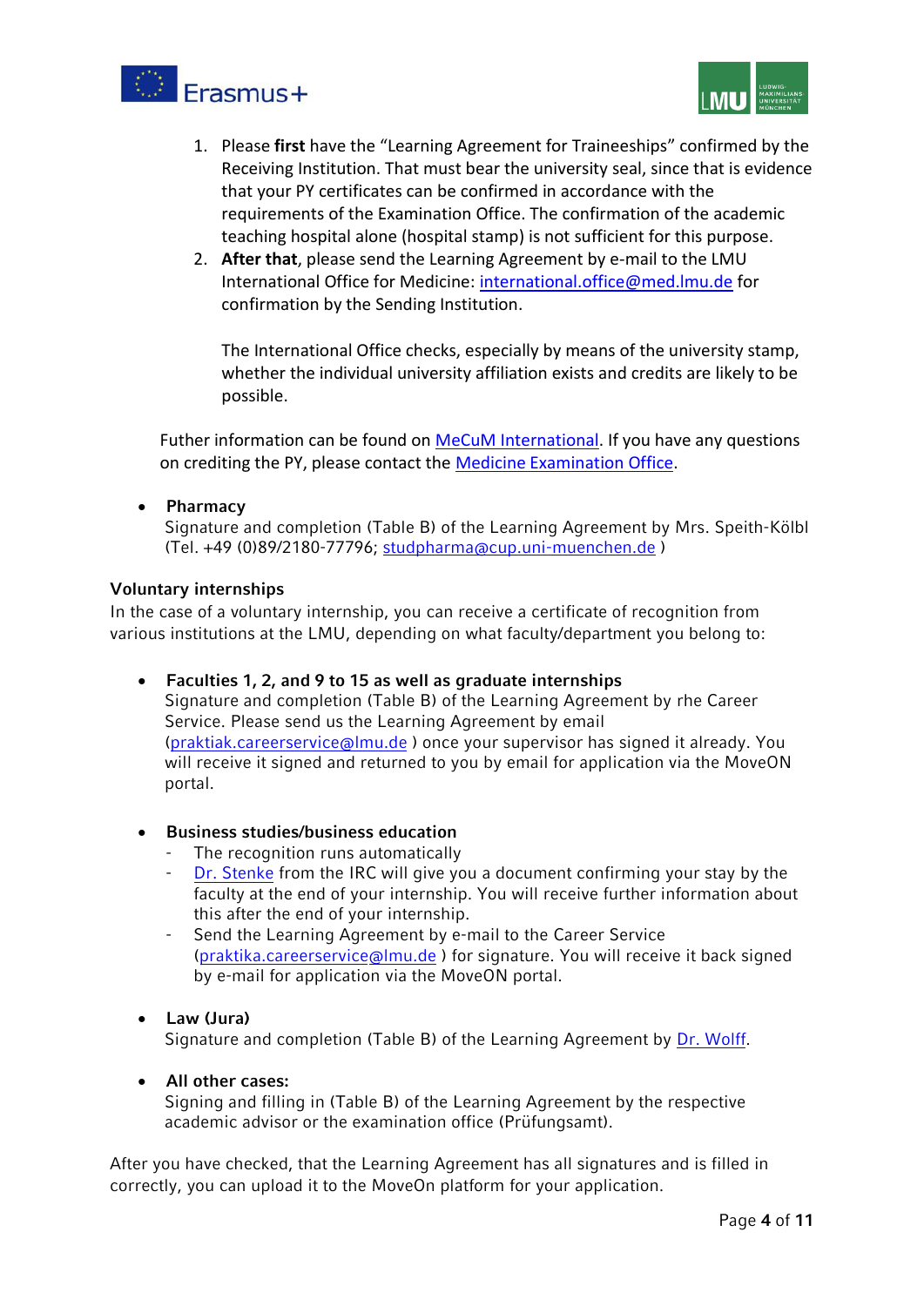1. Please **first** have the "Learning Agreement for Traineeships" confirmed by the Receiving Institution. That must bear the university seal, since that is evidence that your PY certificates can be confirmed in accordance with the requirements of the Examination Office. The confirmation of the academic teaching hospital alone (hospital stamp) is not sufficient for this purpose.
2. **After that**, please send the Learning Agreement by e-mail to the LMU International Office for Medicine: international.office@med.lmu.de for confirmation by the Sending Institution.

   The International Office checks, especially by means of the university stamp, whether the individual university affiliation exists and credits are likely to be possible.

Futher information can be found on MeCuM International. If you have any questions on crediting the PY, please contact the Medicine Examination Office.

- **Pharmacy**
  Signature and completion (Table B) of the Learning Agreement by Mrs. Speith-Kölbl (Tel. +49 (0)89/2180-77796; studpharma@cup.uni-muenchen.de )

**Voluntary internships**

In the case of a voluntary internship, you can receive a certificate of recognition from various institutions at the LMU, depending on what faculty/department you belong to:

- **Faculties 1, 2, and 9 to 15 as well as graduate internships**
  Signature and completion (Table B) of the Learning Agreement by rhe Career Service. Please send us the Learning Agreement by email (praktiak.careerservice@lmu.de ) once your supervisor has signed it already. You will receive it signed and returned to you by email for application via the MoveON portal.

- **Business studies/business education**
  - The recognition runs automatically
  - Dr. Stenke from the IRC will give you a document confirming your stay by the faculty at the end of your internship. You will receive further information about this after the end of your internship.
  - Send the Learning Agreement by e-mail to the Career Service (praktika.careerservice@lmu.de ) for signature. You will receive it back signed by e-mail for application via the MoveON portal.

- **Law (Jura)**
  Signature and completion (Table B) of the Learning Agreement by Dr. Wolff.

- **All other cases:**
  Signing and filling in (Table B) of the Learning Agreement by the respective academic advisor or the examination office (Prüfungsamt).

After you have checked, that the Learning Agreement has all signatures and is filled in correctly, you can upload it to the MoveOn platform for your application.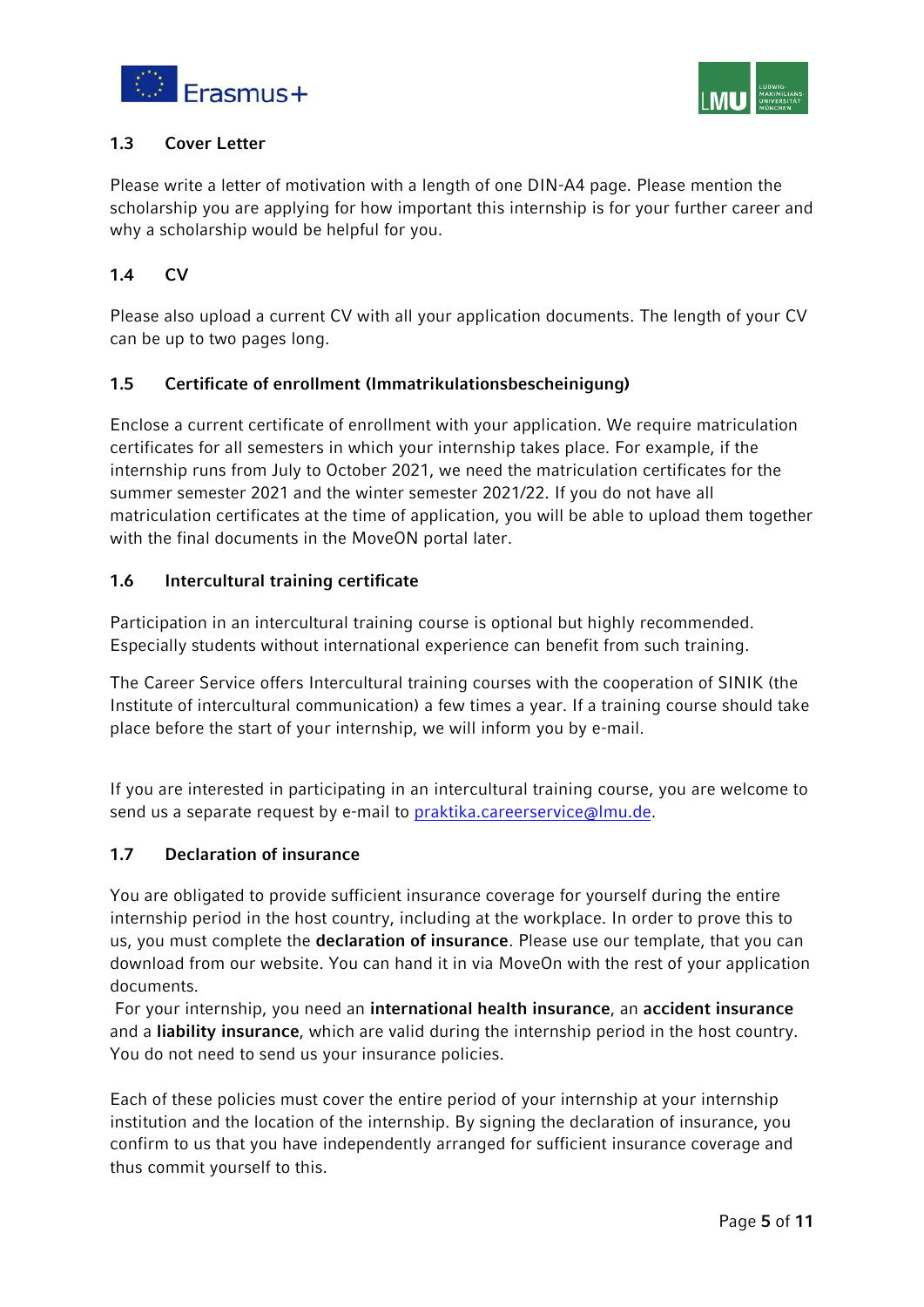### 1.3 Cover Letter

Please write a letter of motivation with a length of one DIN-A4 page. Please mention the scholarship you are applying for how important this internship is for your further career and why a scholarship would be helpful for you.

### 1.4 CV

Please also upload a current CV with all your application documents. The length of your CV can be up to two pages long.

### 1.5 Certificate of enrollment (Immatrikulationsbescheinigung)

Enclose a current certificate of enrollment with your application. We require matriculation certificates for all semesters in which your internship takes place. For example, if the internship runs from July to October 2021, we need the matriculation certificates for the summer semester 2021 and the winter semester 2021/22. If you do not have all matriculation certificates at the time of application, you will be able to upload them together with the final documents in the MoveON portal later.

### 1.6 Intercultural training certificate

Participation in an intercultural training course is optional but highly recommended. Especially students without international experience can benefit from such training.

The Career Service offers Intercultural training courses with the cooperation of SINIK (the Institute of intercultural communication) a few times a year. If a training course should take place before the start of your internship, we will inform you by e-mail.

If you are interested in participating in an intercultural training course, you are welcome to send us a separate request by e-mail to praktika.careerservice@lmu.de.

### 1.7 Declaration of insurance

You are obligated to provide sufficient insurance coverage for yourself during the entire internship period in the host country, including at the workplace. In order to prove this to us, you must complete the **declaration of insurance**. Please use our template, that you can download from our website. You can hand it in via MoveOn with the rest of your application documents.

For your internship, you need an **international health insurance**, an **accident insurance** and a **liability insurance**, which are valid during the internship period in the host country. You do not need to send us your insurance policies.

Each of these policies must cover the entire period of your internship at your internship institution and the location of the internship. By signing the declaration of insurance, you confirm to us that you have independently arranged for sufficient insurance coverage and thus commit yourself to this.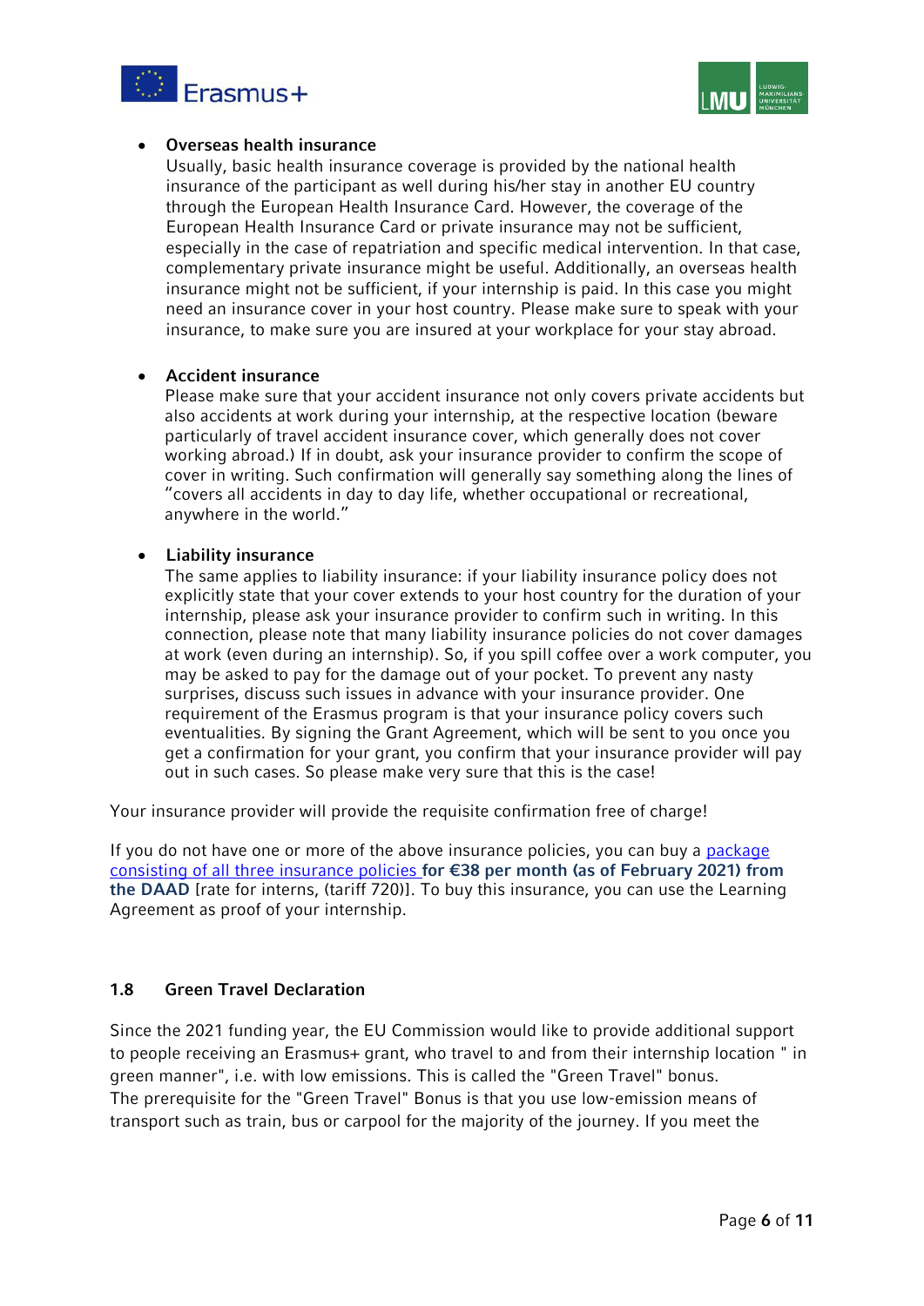- **Overseas health insurance**
  Usually, basic health insurance coverage is provided by the national health insurance of the participant as well during his/her stay in another EU country through the European Health Insurance Card. However, the coverage of the European Health Insurance Card or private insurance may not be sufficient, especially in the case of repatriation and specific medical intervention. In that case, complementary private insurance might be useful. Additionally, an overseas health insurance might not be sufficient, if your internship is paid. In this case you might need an insurance cover in your host country. Please make sure to speak with your insurance, to make sure you are insured at your workplace for your stay abroad.

- **Accident insurance**
  Please make sure that your accident insurance not only covers private accidents but also accidents at work during your internship, at the respective location (beware particularly of travel accident insurance cover, which generally does not cover working abroad.) If in doubt, ask your insurance provider to confirm the scope of cover in writing. Such confirmation will generally say something along the lines of "covers all accidents in day to day life, whether occupational or recreational, anywhere in the world."

- **Liability insurance**
  The same applies to liability insurance: if your liability insurance policy does not explicitly state that your cover extends to your host country for the duration of your internship, please ask your insurance provider to confirm such in writing. In this connection, please note that many liability insurance policies do not cover damages at work (even during an internship). So, if you spill coffee over a work computer, you may be asked to pay for the damage out of your pocket. To prevent any nasty surprises, discuss such issues in advance with your insurance provider. One requirement of the Erasmus program is that your insurance policy covers such eventualities. By signing the Grant Agreement, which will be sent to you once you get a confirmation for your grant, you confirm that your insurance provider will pay out in such cases. So please make very sure that this is the case!

Your insurance provider will provide the requisite confirmation free of charge!

If you do not have one or more of the above insurance policies, you can buy a package consisting of all three insurance policies **for €38 per month (as of February 2021) from the DAAD** [rate for interns, (tariff 720)]. To buy this insurance, you can use the Learning Agreement as proof of your internship.

### 1.8 Green Travel Declaration

Since the 2021 funding year, the EU Commission would like to provide additional support to people receiving an Erasmus+ grant, who travel to and from their internship location " in green manner", i.e. with low emissions. This is called the "Green Travel" bonus.
The prerequisite for the "Green Travel" Bonus is that you use low-emission means of transport such as train, bus or carpool for the majority of the journey. If you meet the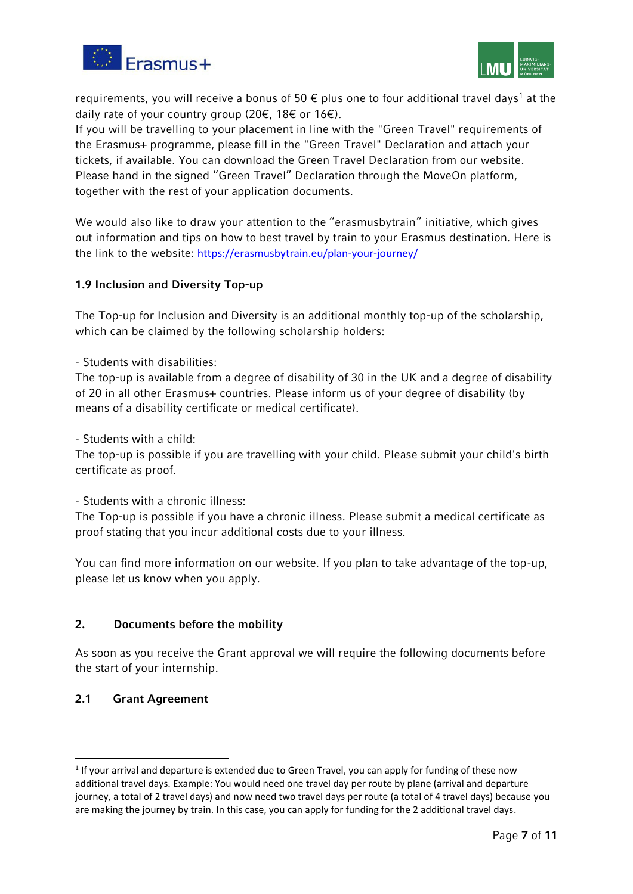requirements, you will receive a bonus of 50 € plus one to four additional travel days[1] at the daily rate of your country group (20€, 18€ or 16€).
If you will be travelling to your placement in line with the "Green Travel" requirements of the Erasmus+ programme, please fill in the "Green Travel" Declaration and attach your tickets, if available. You can download the Green Travel Declaration from our website. Please hand in the signed "Green Travel" Declaration through the MoveOn platform, together with the rest of your application documents.

We would also like to draw your attention to the "erasmusbytrain" initiative, which gives out information and tips on how to best travel by train to your Erasmus destination. Here is the link to the website: https://erasmusbytrain.eu/plan-your-journey/

### 1.9 Inclusion and Diversity Top-up

The Top-up for Inclusion and Diversity is an additional monthly top-up of the scholarship, which can be claimed by the following scholarship holders:

- Students with disabilities:
The top-up is available from a degree of disability of 30 in the UK and a degree of disability of 20 in all other Erasmus+ countries. Please inform us of your degree of disability (by means of a disability certificate or medical certificate).

- Students with a child:
The top-up is possible if you are travelling with your child. Please submit your child's birth certificate as proof.

- Students with a chronic illness:
The Top-up is possible if you have a chronic illness. Please submit a medical certificate as proof stating that you incur additional costs due to your illness.

You can find more information on our website. If you plan to take advantage of the top-up, please let us know when you apply.

## 2. Documents before the mobility

As soon as you receive the Grant approval we will require the following documents before the start of your internship.

### 2.1 Grant Agreement

---

[1] If your arrival and departure is extended due to Green Travel, you can apply for funding of these now additional travel days. Example: You would need one travel day per route by plane (arrival and departure journey, a total of 2 travel days) and now need two travel days per route (a total of 4 travel days) because you are making the journey by train. In this case, you can apply for funding for the 2 additional travel days.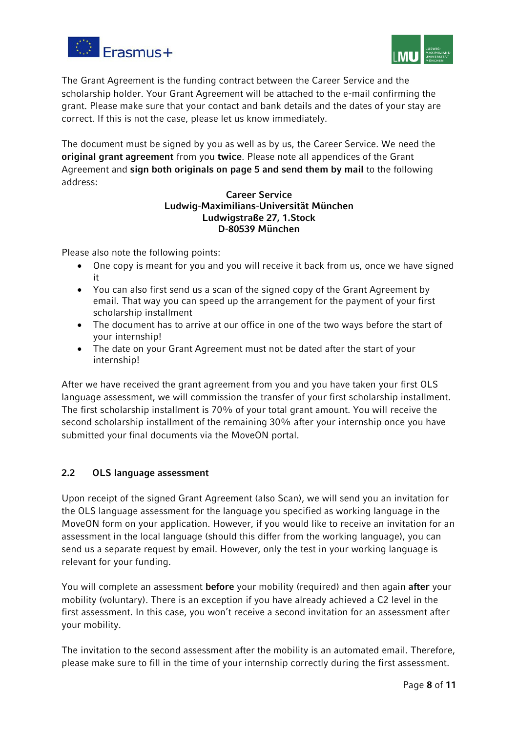The Grant Agreement is the funding contract between the Career Service and the scholarship holder. Your Grant Agreement will be attached to the e-mail confirming the grant. Please make sure that your contact and bank details and the dates of your stay are correct. If this is not the case, please let us know immediately.

The document must be signed by you as well as by us, the Career Service. We need the **original grant agreement** from you **twice**. Please note all appendices of the Grant Agreement and **sign both originals on page 5 and send them by mail** to the following address:

**Career Service**
**Ludwig-Maximilians-Universität München**
**Ludwigstraße 27, 1.Stock**
**D-80539 München**

Please also note the following points:

- One copy is meant for you and you will receive it back from us, once we have signed it
- You can also first send us a scan of the signed copy of the Grant Agreement by email. That way you can speed up the arrangement for the payment of your first scholarship installment
- The document has to arrive at our office in one of the two ways before the start of your internship!
- The date on your Grant Agreement must not be dated after the start of your internship!

After we have received the grant agreement from you and you have taken your first OLS language assessment, we will commission the transfer of your first scholarship installment. The first scholarship installment is 70% of your total grant amount. You will receive the second scholarship installment of the remaining 30% after your internship once you have submitted your final documents via the MoveON portal.

### 2.2 OLS language assessment

Upon receipt of the signed Grant Agreement (also Scan), we will send you an invitation for the OLS language assessment for the language you specified as working language in the MoveON form on your application. However, if you would like to receive an invitation for an assessment in the local language (should this differ from the working language), you can send us a separate request by email. However, only the test in your working language is relevant for your funding.

You will complete an assessment **before** your mobility (required) and then again **after** your mobility (voluntary). There is an exception if you have already achieved a C2 level in the first assessment. In this case, you won't receive a second invitation for an assessment after your mobility.

The invitation to the second assessment after the mobility is an automated email. Therefore, please make sure to fill in the time of your internship correctly during the first assessment.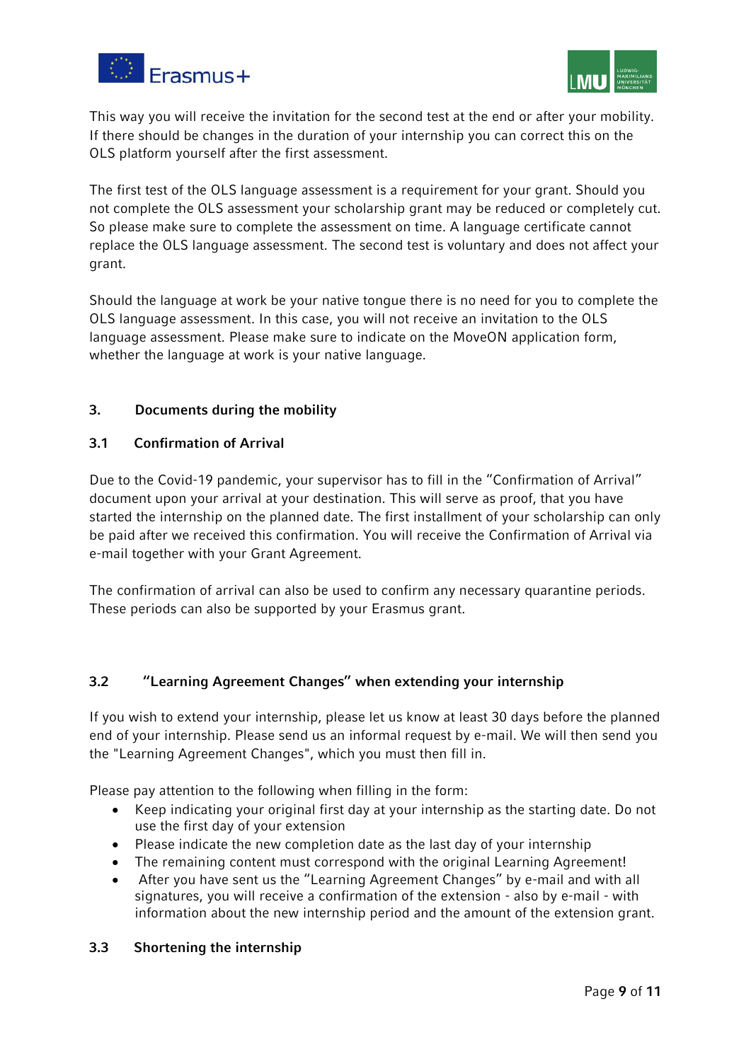This way you will receive the invitation for the second test at the end or after your mobility. If there should be changes in the duration of your internship you can correct this on the OLS platform yourself after the first assessment.

The first test of the OLS language assessment is a requirement for your grant. Should you not complete the OLS assessment your scholarship grant may be reduced or completely cut. So please make sure to complete the assessment on time. A language certificate cannot replace the OLS language assessment. The second test is voluntary and does not affect your grant.

Should the language at work be your native tongue there is no need for you to complete the OLS language assessment. In this case, you will not receive an invitation to the OLS language assessment. Please make sure to indicate on the MoveON application form, whether the language at work is your native language.

## 3. Documents during the mobility

### 3.1 Confirmation of Arrival

Due to the Covid-19 pandemic, your supervisor has to fill in the "Confirmation of Arrival" document upon your arrival at your destination. This will serve as proof, that you have started the internship on the planned date. The first installment of your scholarship can only be paid after we received this confirmation. You will receive the Confirmation of Arrival via e-mail together with your Grant Agreement.

The confirmation of arrival can also be used to confirm any necessary quarantine periods. These periods can also be supported by your Erasmus grant.

### 3.2 "Learning Agreement Changes" when extending your internship

If you wish to extend your internship, please let us know at least 30 days before the planned end of your internship. Please send us an informal request by e-mail. We will then send you the "Learning Agreement Changes", which you must then fill in.

Please pay attention to the following when filling in the form:

- Keep indicating your original first day at your internship as the starting date. Do not use the first day of your extension
- Please indicate the new completion date as the last day of your internship
- The remaining content must correspond with the original Learning Agreement!
- After you have sent us the "Learning Agreement Changes" by e-mail and with all signatures, you will receive a confirmation of the extension - also by e-mail - with information about the new internship period and the amount of the extension grant.

### 3.3 Shortening the internship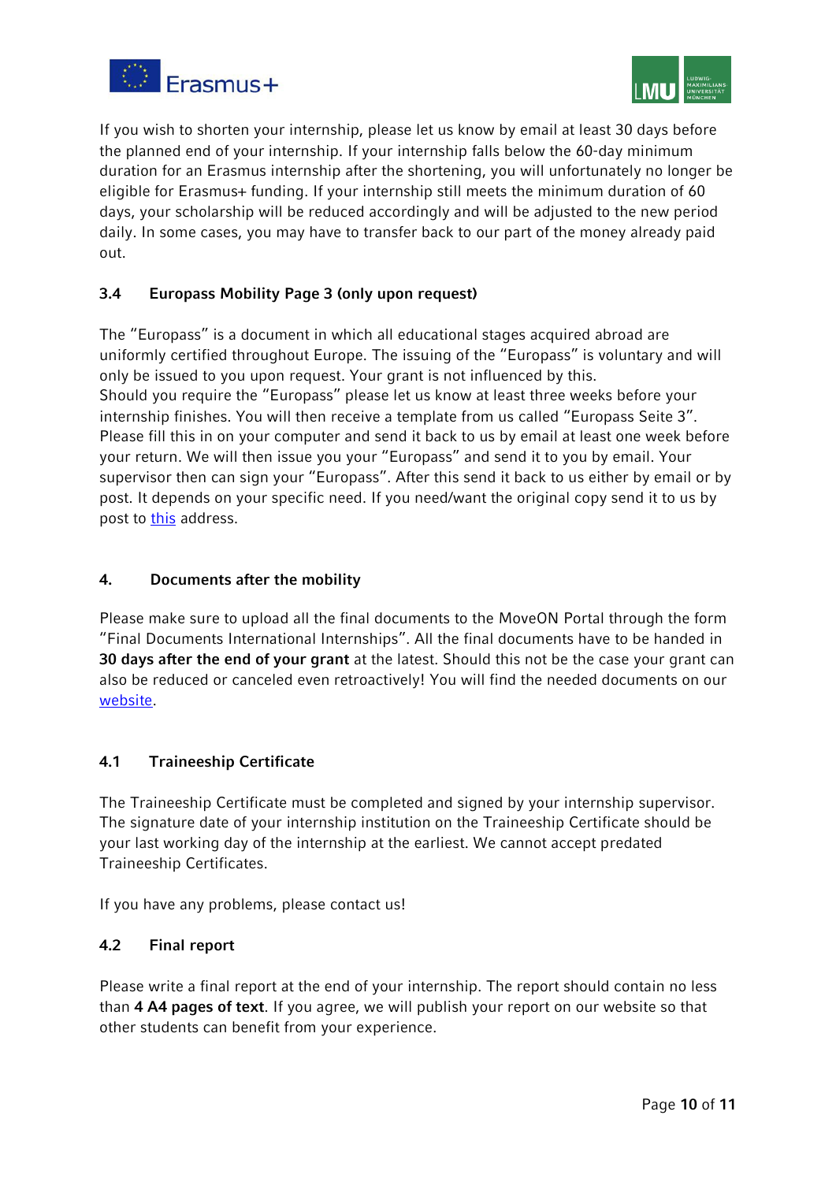If you wish to shorten your internship, please let us know by email at least 30 days before the planned end of your internship. If your internship falls below the 60-day minimum duration for an Erasmus internship after the shortening, you will unfortunately no longer be eligible for Erasmus+ funding. If your internship still meets the minimum duration of 60 days, your scholarship will be reduced accordingly and will be adjusted to the new period daily. In some cases, you may have to transfer back to our part of the money already paid out.

### 3.4 Europass Mobility Page 3 (only upon request)

The "Europass" is a document in which all educational stages acquired abroad are uniformly certified throughout Europe. The issuing of the "Europass" is voluntary and will only be issued to you upon request. Your grant is not influenced by this.
Should you require the "Europass" please let us know at least three weeks before your internship finishes. You will then receive a template from us called "Europass Seite 3". Please fill this in on your computer and send it back to us by email at least one week before your return. We will then issue you your "Europass" and send it to you by email. Your supervisor then can sign your "Europass". After this send it back to us either by email or by post. It depends on your specific need. If you need/want the original copy send it to us by post to this address.

## 4. Documents after the mobility

Please make sure to upload all the final documents to the MoveON Portal through the form "Final Documents International Internships". All the final documents have to be handed in **30 days after the end of your grant** at the latest. Should this not be the case your grant can also be reduced or canceled even retroactively! You will find the needed documents on our website.

### 4.1 Traineeship Certificate

The Traineeship Certificate must be completed and signed by your internship supervisor. The signature date of your internship institution on the Traineeship Certificate should be your last working day of the internship at the earliest. We cannot accept predated Traineeship Certificates.

If you have any problems, please contact us!

### 4.2 Final report

Please write a final report at the end of your internship. The report should contain no less than **4 A4 pages of text**. If you agree, we will publish your report on our website so that other students can benefit from your experience.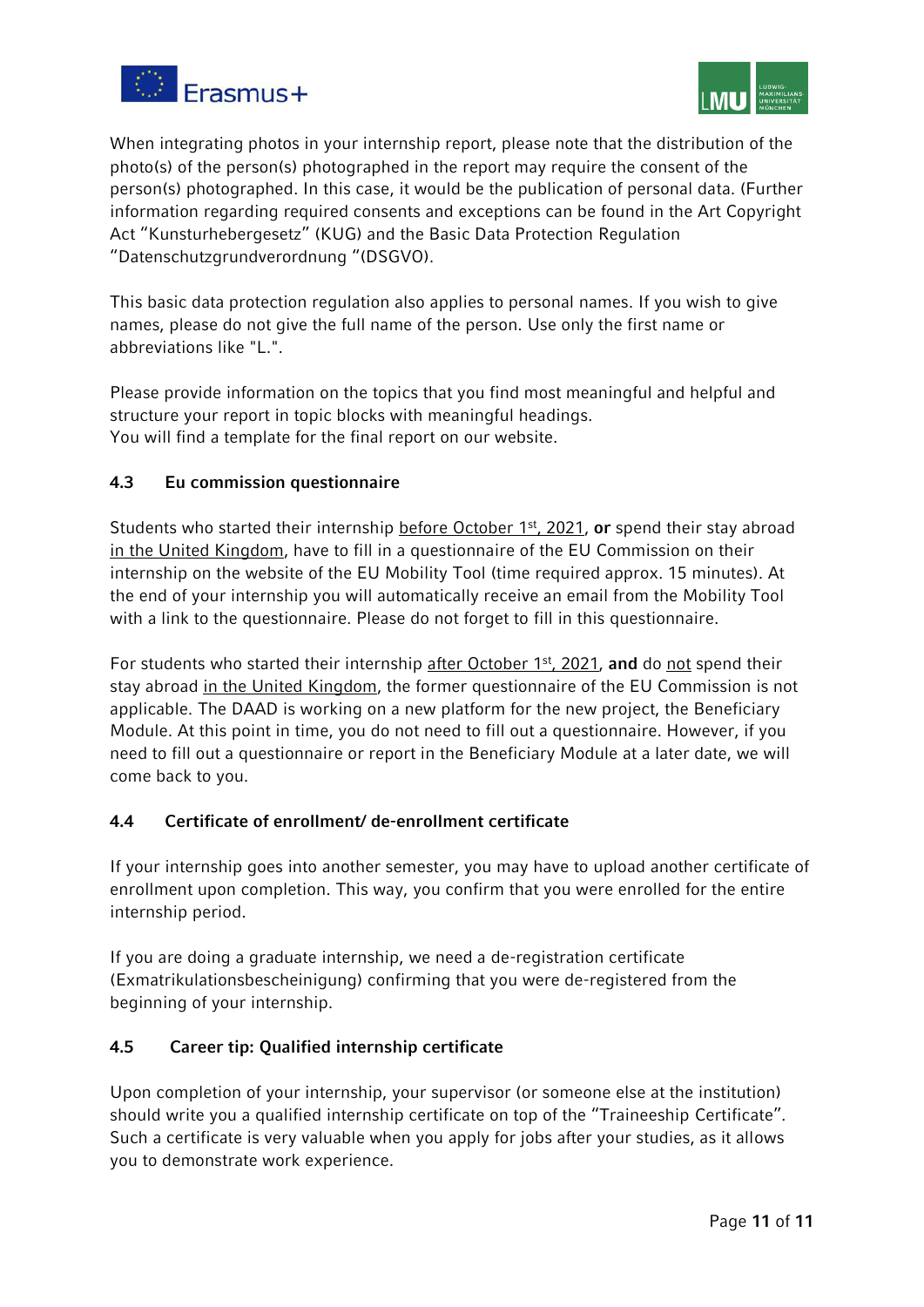When integrating photos in your internship report, please note that the distribution of the photo(s) of the person(s) photographed in the report may require the consent of the person(s) photographed. In this case, it would be the publication of personal data. (Further information regarding required consents and exceptions can be found in the Art Copyright Act "Kunsturhebergesetz" (KUG) and the Basic Data Protection Regulation "Datenschutzgrundverordnung "(DSGVO).

This basic data protection regulation also applies to personal names. If you wish to give names, please do not give the full name of the person. Use only the first name or abbreviations like "L.".

Please provide information on the topics that you find most meaningful and helpful and structure your report in topic blocks with meaningful headings.
You will find a template for the final report on our website.

### 4.3 Eu commission questionnaire

Students who started their internship before October 1st, 2021, **or** spend their stay abroad in the United Kingdom, have to fill in a questionnaire of the EU Commission on their internship on the website of the EU Mobility Tool (time required approx. 15 minutes). At the end of your internship you will automatically receive an email from the Mobility Tool with a link to the questionnaire. Please do not forget to fill in this questionnaire.

For students who started their internship after October 1st, 2021, **and** do not spend their stay abroad in the United Kingdom, the former questionnaire of the EU Commission is not applicable. The DAAD is working on a new platform for the new project, the Beneficiary Module. At this point in time, you do not need to fill out a questionnaire. However, if you need to fill out a questionnaire or report in the Beneficiary Module at a later date, we will come back to you.

### 4.4 Certificate of enrollment/ de-enrollment certificate

If your internship goes into another semester, you may have to upload another certificate of enrollment upon completion. This way, you confirm that you were enrolled for the entire internship period.

If you are doing a graduate internship, we need a de-registration certificate (Exmatrikulationsbescheinigung) confirming that you were de-registered from the beginning of your internship.

### 4.5 Career tip: Qualified internship certificate

Upon completion of your internship, your supervisor (or someone else at the institution) should write you a qualified internship certificate on top of the "Traineeship Certificate". Such a certificate is very valuable when you apply for jobs after your studies, as it allows you to demonstrate work experience.